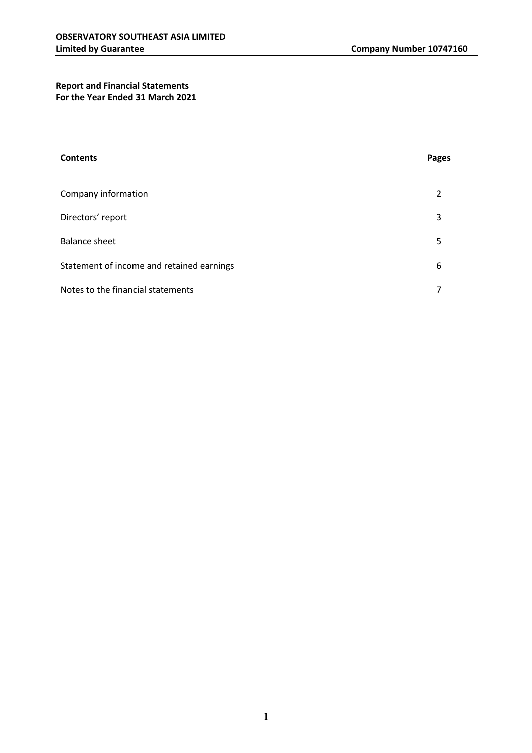**OBSERVATORY SOUTHEAST ASIA LIMITED**
**Limited by Guarantee** **Company Number 10747160**

**Report and Financial Statements**
**For the Year Ended 31 March 2021**

| **Contents** | **Pages** |
|---|---|
| Company information | 2 |
| Directors' report | 3 |
| Balance sheet | 5 |
| Statement of income and retained earnings | 6 |
| Notes to the financial statements | 7 |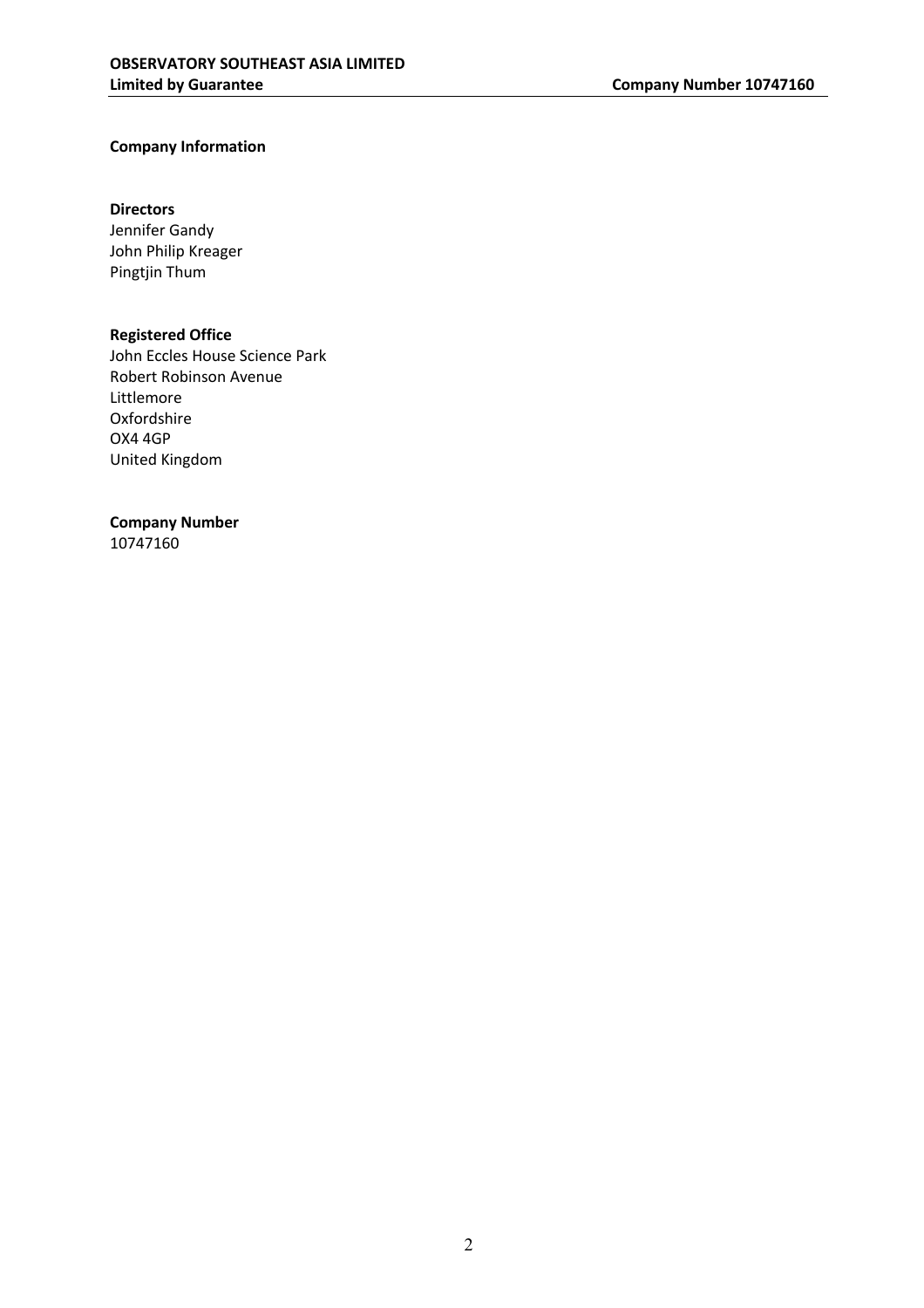## Company Information

**Directors**
Jennifer Gandy
John Philip Kreager
Pingtjin Thum

**Registered Office**
John Eccles House Science Park
Robert Robinson Avenue
Littlemore
Oxfordshire
OX4 4GP
United Kingdom

**Company Number**
10747160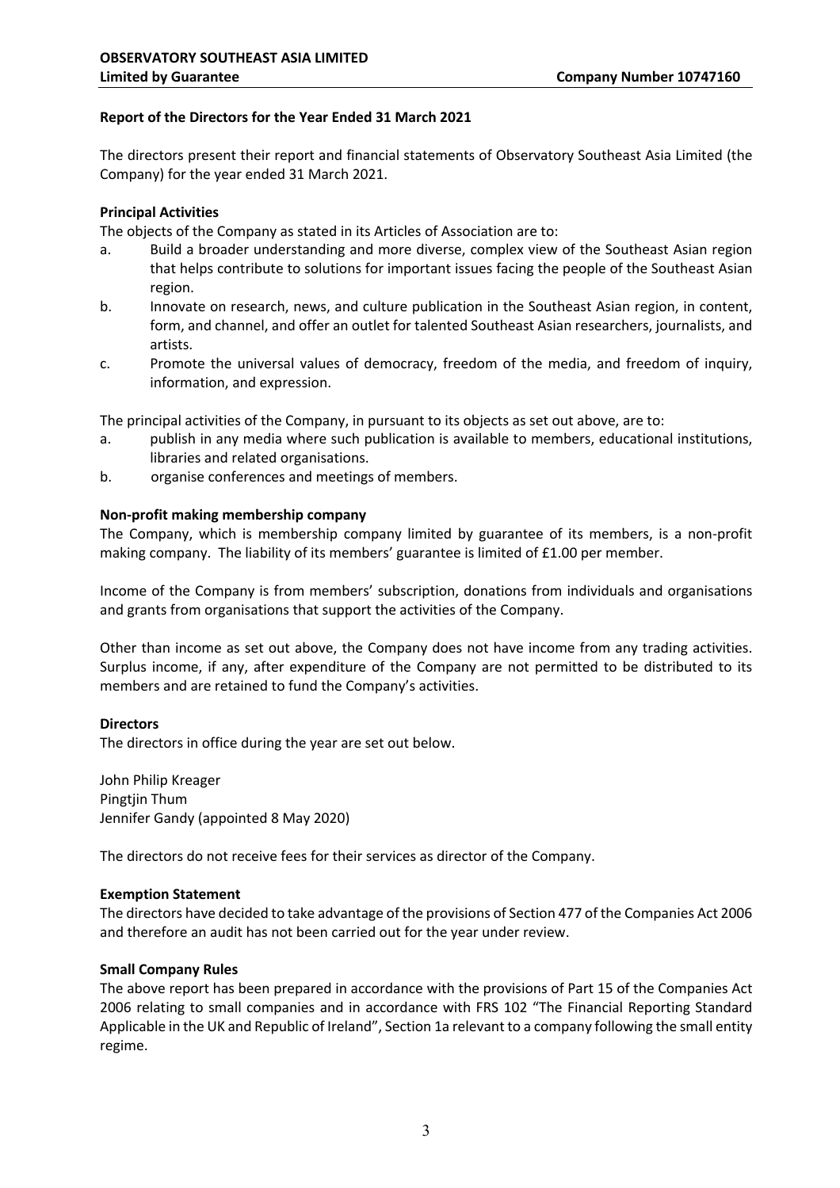**OBSERVATORY SOUTHEAST ASIA LIMITED**
**Limited by Guarantee** **Company Number 10747160**

## Report of the Directors for the Year Ended 31 March 2021

The directors present their report and financial statements of Observatory Southeast Asia Limited (the Company) for the year ended 31 March 2021.

### Principal Activities

The objects of the Company as stated in its Articles of Association are to:

a. Build a broader understanding and more diverse, complex view of the Southeast Asian region that helps contribute to solutions for important issues facing the people of the Southeast Asian region.
b. Innovate on research, news, and culture publication in the Southeast Asian region, in content, form, and channel, and offer an outlet for talented Southeast Asian researchers, journalists, and artists.
c. Promote the universal values of democracy, freedom of the media, and freedom of inquiry, information, and expression.

The principal activities of the Company, in pursuant to its objects as set out above, are to:

a. publish in any media where such publication is available to members, educational institutions, libraries and related organisations.
b. organise conferences and meetings of members.

### Non-profit making membership company

The Company, which is membership company limited by guarantee of its members, is a non-profit making company. The liability of its members' guarantee is limited of £1.00 per member.

Income of the Company is from members' subscription, donations from individuals and organisations and grants from organisations that support the activities of the Company.

Other than income as set out above, the Company does not have income from any trading activities. Surplus income, if any, after expenditure of the Company are not permitted to be distributed to its members and are retained to fund the Company's activities.

### Directors

The directors in office during the year are set out below.

John Philip Kreager
Pingtjin Thum
Jennifer Gandy (appointed 8 May 2020)

The directors do not receive fees for their services as director of the Company.

### Exemption Statement

The directors have decided to take advantage of the provisions of Section 477 of the Companies Act 2006 and therefore an audit has not been carried out for the year under review.

### Small Company Rules

The above report has been prepared in accordance with the provisions of Part 15 of the Companies Act 2006 relating to small companies and in accordance with FRS 102 "The Financial Reporting Standard Applicable in the UK and Republic of Ireland", Section 1a relevant to a company following the small entity regime.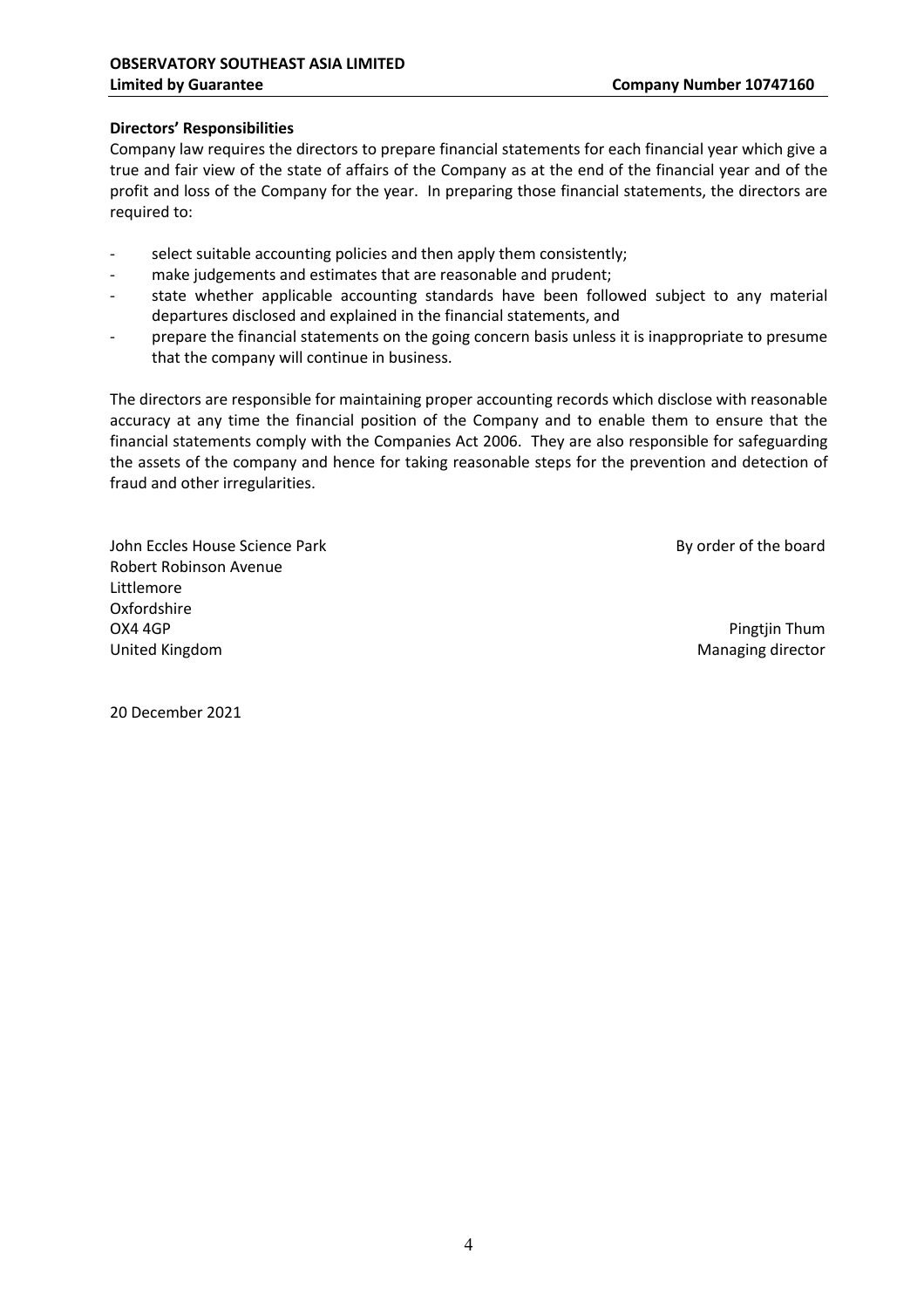**Directors' Responsibilities**

Company law requires the directors to prepare financial statements for each financial year which give a true and fair view of the state of affairs of the Company as at the end of the financial year and of the profit and loss of the Company for the year. In preparing those financial statements, the directors are required to:

- select suitable accounting policies and then apply them consistently;
- make judgements and estimates that are reasonable and prudent;
- state whether applicable accounting standards have been followed subject to any material departures disclosed and explained in the financial statements, and
- prepare the financial statements on the going concern basis unless it is inappropriate to presume that the company will continue in business.

The directors are responsible for maintaining proper accounting records which disclose with reasonable accuracy at any time the financial position of the Company and to enable them to ensure that the financial statements comply with the Companies Act 2006. They are also responsible for safeguarding the assets of the company and hence for taking reasonable steps for the prevention and detection of fraud and other irregularities.

John Eccles House Science Park
Robert Robinson Avenue
Littlemore
Oxfordshire
OX4 4GP
United Kingdom

By order of the board

Pingtjin Thum
Managing director

20 December 2021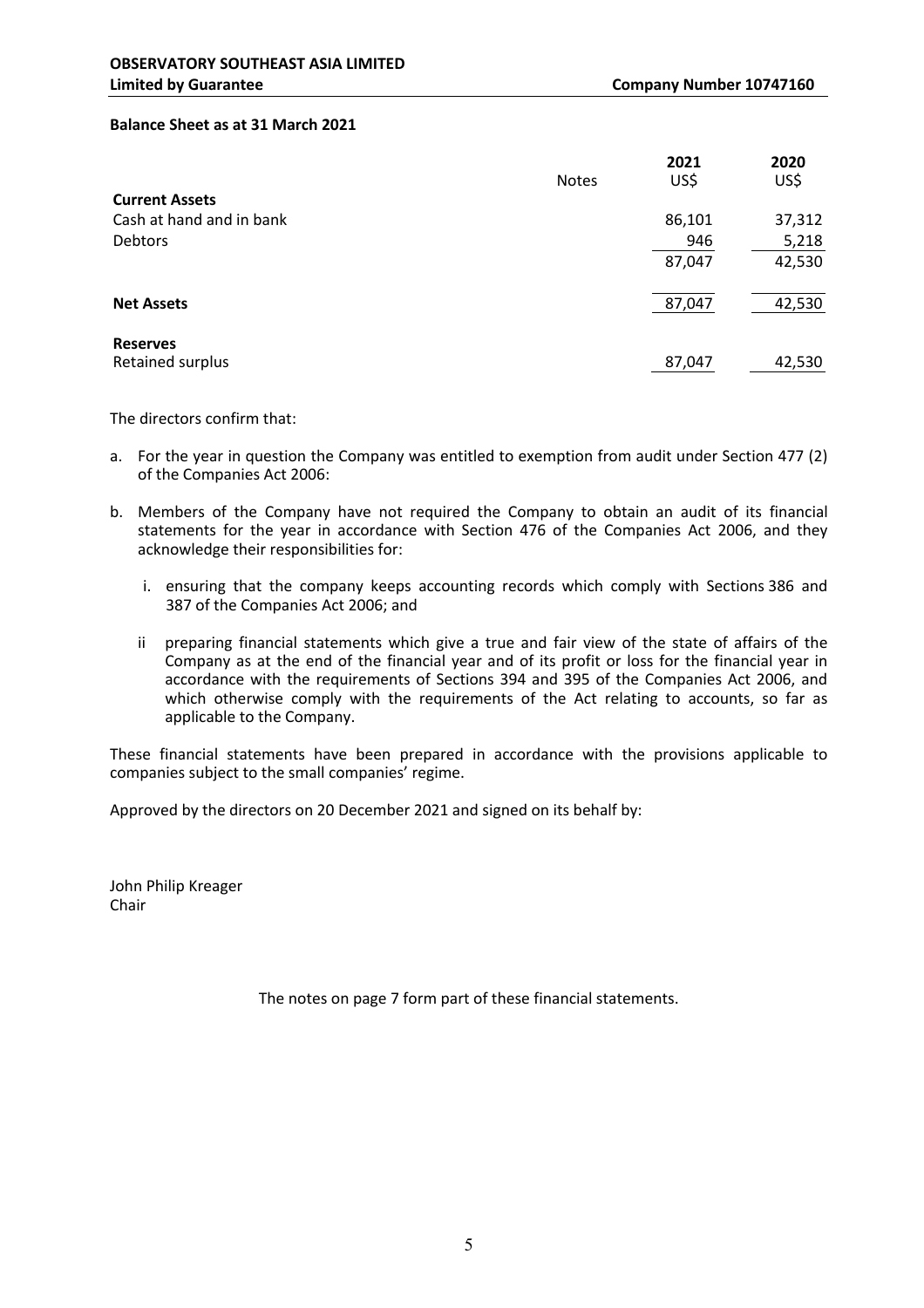**OBSERVATORY SOUTHEAST ASIA LIMITED**
**Limited by Guarantee** **Company Number 10747160**

**Balance Sheet as at 31 March 2021**

| | Notes | 2021 US$ | 2020 US$ |
|---|---|---|---|
| **Current Assets** | | | |
| Cash at hand and in bank | | 86,101 | 37,312 |
| Debtors | | 946 | 5,218 |
| | | 87,047 | 42,530 |
| **Net Assets** | | 87,047 | 42,530 |
| **Reserves** | | | |
| Retained surplus | | 87,047 | 42,530 |

The directors confirm that:

a. For the year in question the Company was entitled to exemption from audit under Section 477 (2) of the Companies Act 2006:

b. Members of the Company have not required the Company to obtain an audit of its financial statements for the year in accordance with Section 476 of the Companies Act 2006, and they acknowledge their responsibilities for:

   i. ensuring that the company keeps accounting records which comply with Sections 386 and 387 of the Companies Act 2006; and

   ii preparing financial statements which give a true and fair view of the state of affairs of the Company as at the end of the financial year and of its profit or loss for the financial year in accordance with the requirements of Sections 394 and 395 of the Companies Act 2006, and which otherwise comply with the requirements of the Act relating to accounts, so far as applicable to the Company.

These financial statements have been prepared in accordance with the provisions applicable to companies subject to the small companies' regime.

Approved by the directors on 20 December 2021 and signed on its behalf by:

John Philip Kreager
Chair

The notes on page 7 form part of these financial statements.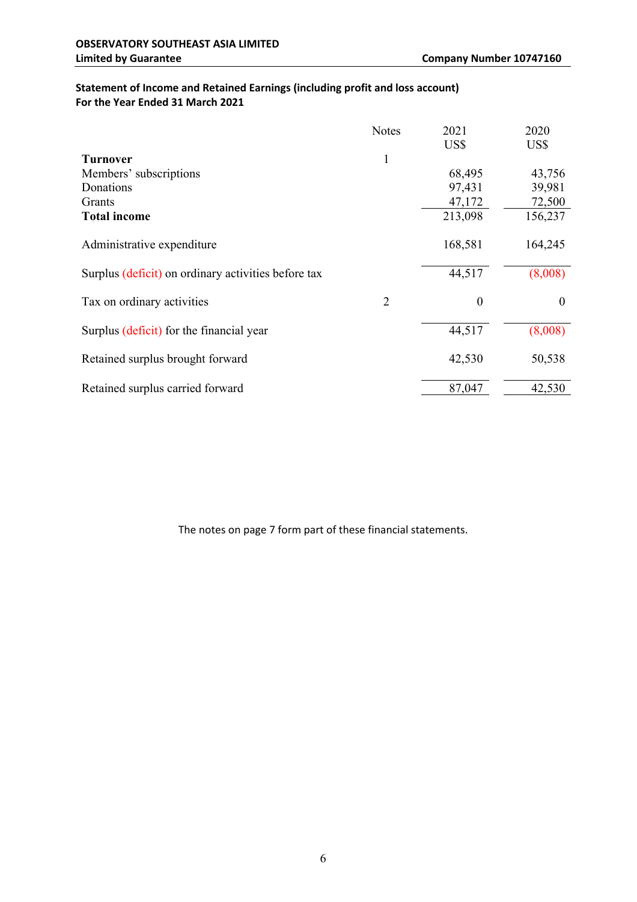**OBSERVATORY SOUTHEAST ASIA LIMITED**
**Limited by Guarantee** **Company Number 10747160**

**Statement of Income and Retained Earnings (including profit and loss account)**
**For the Year Ended 31 March 2021**

| | Notes | 2021 US$ | 2020 US$ |
|---|---|---|---|
| **Turnover** | 1 | | |
| Members' subscriptions | | 68,495 | 43,756 |
| Donations | | 97,431 | 39,981 |
| Grants | | 47,172 | 72,500 |
| **Total income** | | 213,098 | 156,237 |
| Administrative expenditure | | 168,581 | 164,245 |
| Surplus (deficit) on ordinary activities before tax | | 44,517 | (8,008) |
| Tax on ordinary activities | 2 | 0 | 0 |
| Surplus (deficit) for the financial year | | 44,517 | (8,008) |
| Retained surplus brought forward | | 42,530 | 50,538 |
| Retained surplus carried forward | | 87,047 | 42,530 |

The notes on page 7 form part of these financial statements.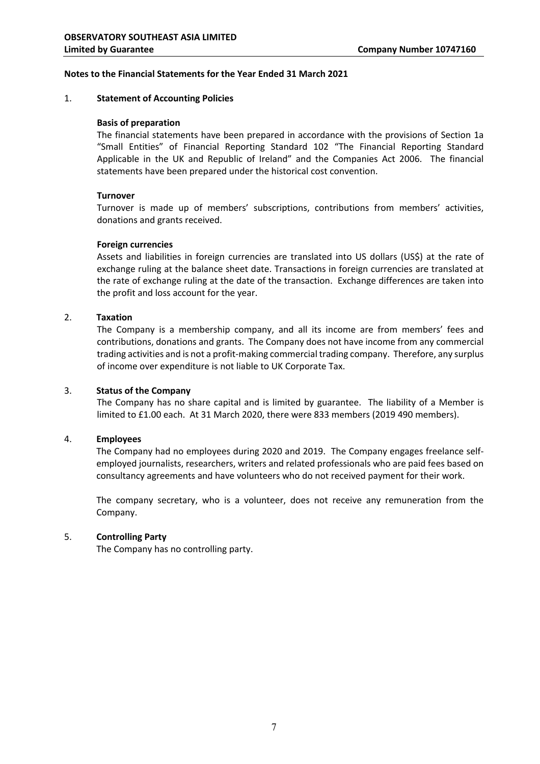**OBSERVATORY SOUTHEAST ASIA LIMITED**
**Limited by Guarantee** **Company Number 10747160**

**Notes to the Financial Statements for the Year Ended 31 March 2021**

1. **Statement of Accounting Policies**

   **Basis of preparation**
   The financial statements have been prepared in accordance with the provisions of Section 1a "Small Entities" of Financial Reporting Standard 102 "The Financial Reporting Standard Applicable in the UK and Republic of Ireland" and the Companies Act 2006. The financial statements have been prepared under the historical cost convention.

   **Turnover**
   Turnover is made up of members' subscriptions, contributions from members' activities, donations and grants received.

   **Foreign currencies**
   Assets and liabilities in foreign currencies are translated into US dollars (US$) at the rate of exchange ruling at the balance sheet date. Transactions in foreign currencies are translated at the rate of exchange ruling at the date of the transaction. Exchange differences are taken into the profit and loss account for the year.

2. **Taxation**
   The Company is a membership company, and all its income are from members' fees and contributions, donations and grants. The Company does not have income from any commercial trading activities and is not a profit-making commercial trading company. Therefore, any surplus of income over expenditure is not liable to UK Corporate Tax.

3. **Status of the Company**
   The Company has no share capital and is limited by guarantee. The liability of a Member is limited to £1.00 each. At 31 March 2020, there were 833 members (2019 490 members).

4. **Employees**
   The Company had no employees during 2020 and 2019. The Company engages freelance self-employed journalists, researchers, writers and related professionals who are paid fees based on consultancy agreements and have volunteers who do not received payment for their work.

   The company secretary, who is a volunteer, does not receive any remuneration from the Company.

5. **Controlling Party**
   The Company has no controlling party.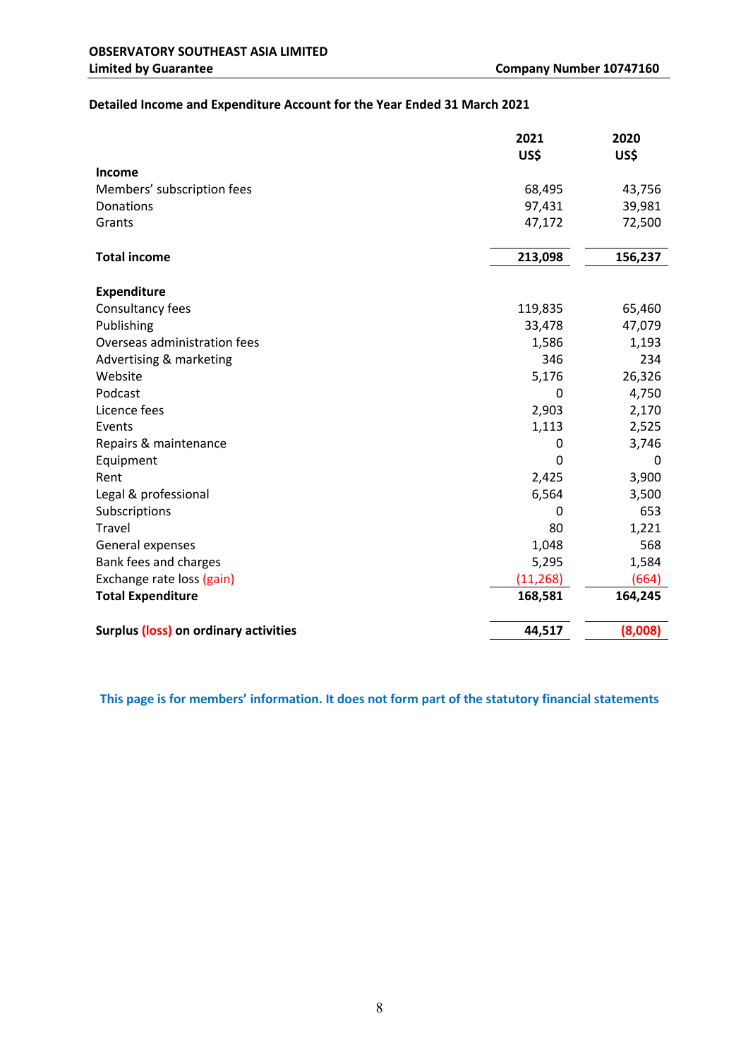**OBSERVATORY SOUTHEAST ASIA LIMITED**
**Limited by Guarantee** **Company Number 10747160**

**Detailed Income and Expenditure Account for the Year Ended 31 March 2021**

| | 2021 US$ | 2020 US$ |
|---|---|---|
| **Income** | | |
| Members' subscription fees | 68,495 | 43,756 |
| Donations | 97,431 | 39,981 |
| Grants | 47,172 | 72,500 |
| **Total income** | **213,098** | **156,237** |
| **Expenditure** | | |
| Consultancy fees | 119,835 | 65,460 |
| Publishing | 33,478 | 47,079 |
| Overseas administration fees | 1,586 | 1,193 |
| Advertising & marketing | 346 | 234 |
| Website | 5,176 | 26,326 |
| Podcast | 0 | 4,750 |
| Licence fees | 2,903 | 2,170 |
| Events | 1,113 | 2,525 |
| Repairs & maintenance | 0 | 3,746 |
| Equipment | 0 | 0 |
| Rent | 2,425 | 3,900 |
| Legal & professional | 6,564 | 3,500 |
| Subscriptions | 0 | 653 |
| Travel | 80 | 1,221 |
| General expenses | 1,048 | 568 |
| Bank fees and charges | 5,295 | 1,584 |
| Exchange rate loss (gain) | (11,268) | (664) |
| **Total Expenditure** | **168,581** | **164,245** |
| **Surplus (loss) on ordinary activities** | **44,517** | **(8,008)** |

**This page is for members' information. It does not form part of the statutory financial statements**